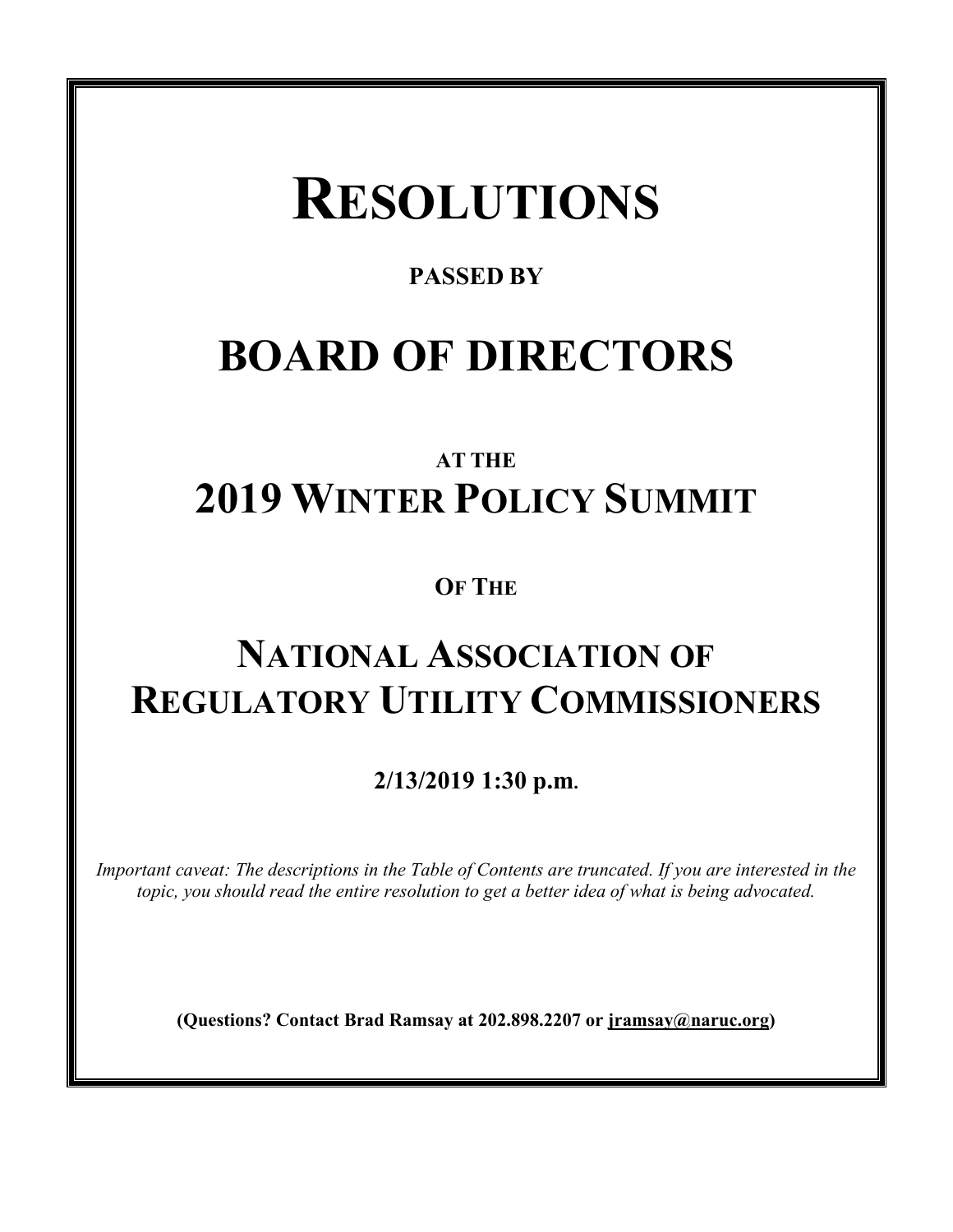# RESOLUTIONS

**PASSED BY**

# BOARD OF DIRECTORS

**AT THE**

## 2019 WINTER POLICY SUMMIT

**OF THE**

## NATIONAL ASSOCIATION OF REGULATORY UTILITY COMMISSIONERS

**2/13/2019 1:30 p.m.**

*Important caveat: The descriptions in the Table of Contents are truncated. If you are interested in the topic, you should read the entire resolution to get a better idea of what is being advocated.*

**(Questions? Contact Brad Ramsay at 202.898.2207 or jramsay@naruc.org)**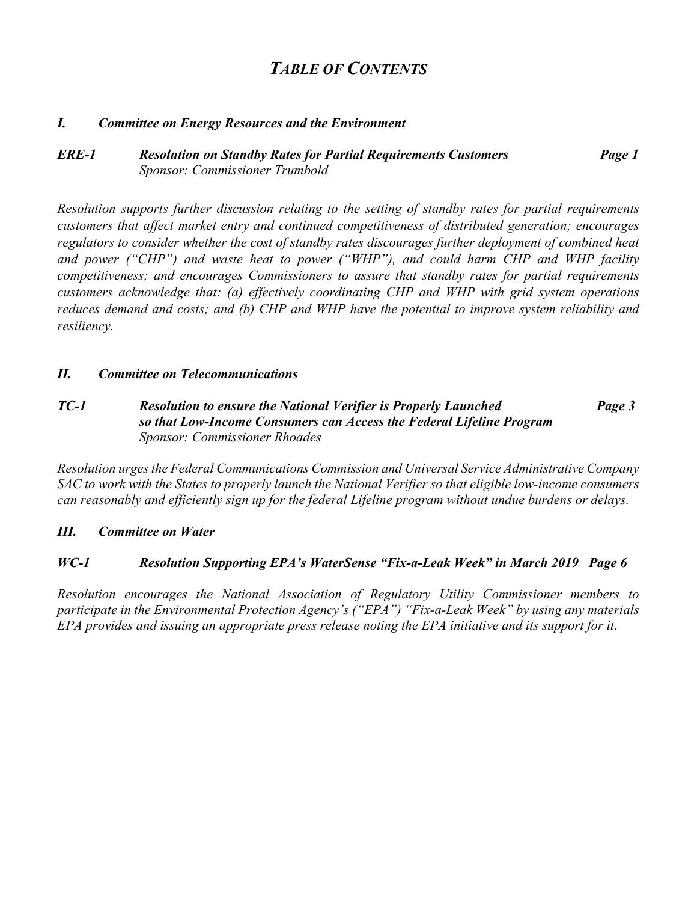# *TABLE OF CONTENTS*

## *I. Committee on Energy Resources and the Environment*

***ERE-1 Resolution on Standby Rates for Partial Requirements Customers*** ***Page 1***
*Sponsor: Commissioner Trumbold*

*Resolution supports further discussion relating to the setting of standby rates for partial requirements customers that affect market entry and continued competitiveness of distributed generation; encourages regulators to consider whether the cost of standby rates discourages further deployment of combined heat and power ("CHP") and waste heat to power ("WHP"), and could harm CHP and WHP facility competitiveness; and encourages Commissioners to assure that standby rates for partial requirements customers acknowledge that: (a) effectively coordinating CHP and WHP with grid system operations reduces demand and costs; and (b) CHP and WHP have the potential to improve system reliability and resiliency.*

## *II. Committee on Telecommunications*

***TC-1 Resolution to ensure the National Verifier is Properly Launched so that Low-Income Consumers can Access the Federal Lifeline Program*** ***Page 3***
*Sponsor: Commissioner Rhoades*

*Resolution urges the Federal Communications Commission and Universal Service Administrative Company SAC to work with the States to properly launch the National Verifier so that eligible low-income consumers can reasonably and efficiently sign up for the federal Lifeline program without undue burdens or delays.*

## *III. Committee on Water*

***WC-1 Resolution Supporting EPA's WaterSense "Fix-a-Leak Week" in March 2019*** ***Page 6***

*Resolution encourages the National Association of Regulatory Utility Commissioner members to participate in the Environmental Protection Agency's ("EPA") "Fix-a-Leak Week" by using any materials EPA provides and issuing an appropriate press release noting the EPA initiative and its support for it.*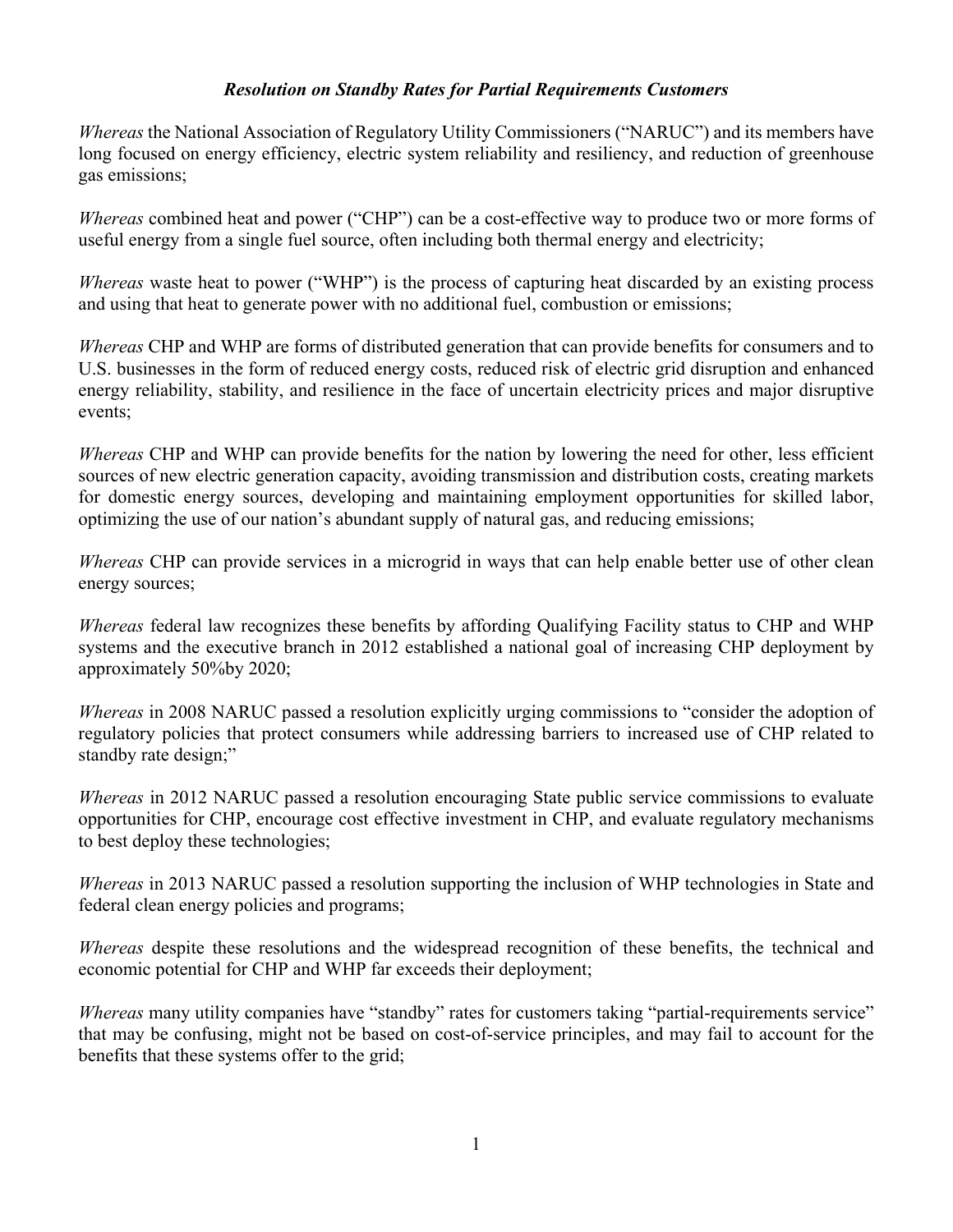### *Resolution on Standby Rates for Partial Requirements Customers*

*Whereas* the National Association of Regulatory Utility Commissioners ("NARUC") and its members have long focused on energy efficiency, electric system reliability and resiliency, and reduction of greenhouse gas emissions;

*Whereas* combined heat and power ("CHP") can be a cost-effective way to produce two or more forms of useful energy from a single fuel source, often including both thermal energy and electricity;

*Whereas* waste heat to power ("WHP") is the process of capturing heat discarded by an existing process and using that heat to generate power with no additional fuel, combustion or emissions;

*Whereas* CHP and WHP are forms of distributed generation that can provide benefits for consumers and to U.S. businesses in the form of reduced energy costs, reduced risk of electric grid disruption and enhanced energy reliability, stability, and resilience in the face of uncertain electricity prices and major disruptive events;

*Whereas* CHP and WHP can provide benefits for the nation by lowering the need for other, less efficient sources of new electric generation capacity, avoiding transmission and distribution costs, creating markets for domestic energy sources, developing and maintaining employment opportunities for skilled labor, optimizing the use of our nation's abundant supply of natural gas, and reducing emissions;

*Whereas* CHP can provide services in a microgrid in ways that can help enable better use of other clean energy sources;

*Whereas* federal law recognizes these benefits by affording Qualifying Facility status to CHP and WHP systems and the executive branch in 2012 established a national goal of increasing CHP deployment by approximately 50%by 2020;

*Whereas* in 2008 NARUC passed a resolution explicitly urging commissions to "consider the adoption of regulatory policies that protect consumers while addressing barriers to increased use of CHP related to standby rate design;"

*Whereas* in 2012 NARUC passed a resolution encouraging State public service commissions to evaluate opportunities for CHP, encourage cost effective investment in CHP, and evaluate regulatory mechanisms to best deploy these technologies;

*Whereas* in 2013 NARUC passed a resolution supporting the inclusion of WHP technologies in State and federal clean energy policies and programs;

*Whereas* despite these resolutions and the widespread recognition of these benefits, the technical and economic potential for CHP and WHP far exceeds their deployment;

*Whereas* many utility companies have "standby" rates for customers taking "partial-requirements service" that may be confusing, might not be based on cost-of-service principles, and may fail to account for the benefits that these systems offer to the grid;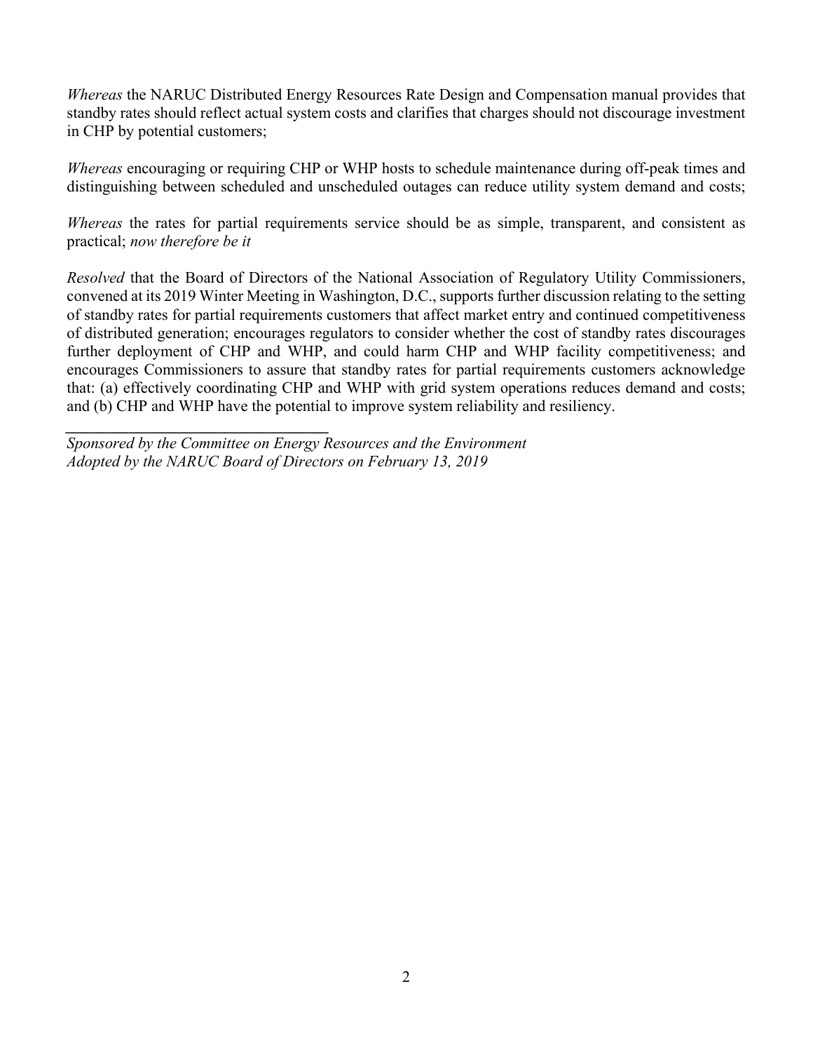*Whereas* the NARUC Distributed Energy Resources Rate Design and Compensation manual provides that standby rates should reflect actual system costs and clarifies that charges should not discourage investment in CHP by potential customers;

*Whereas* encouraging or requiring CHP or WHP hosts to schedule maintenance during off-peak times and distinguishing between scheduled and unscheduled outages can reduce utility system demand and costs;

*Whereas* the rates for partial requirements service should be as simple, transparent, and consistent as practical; *now therefore be it*

*Resolved* that the Board of Directors of the National Association of Regulatory Utility Commissioners, convened at its 2019 Winter Meeting in Washington, D.C., supports further discussion relating to the setting of standby rates for partial requirements customers that affect market entry and continued competitiveness of distributed generation; encourages regulators to consider whether the cost of standby rates discourages further deployment of CHP and WHP, and could harm CHP and WHP facility competitiveness; and encourages Commissioners to assure that standby rates for partial requirements customers acknowledge that: (a) effectively coordinating CHP and WHP with grid system operations reduces demand and costs; and (b) CHP and WHP have the potential to improve system reliability and resiliency.

---

*Sponsored by the Committee on Energy Resources and the Environment*
*Adopted by the NARUC Board of Directors on February 13, 2019*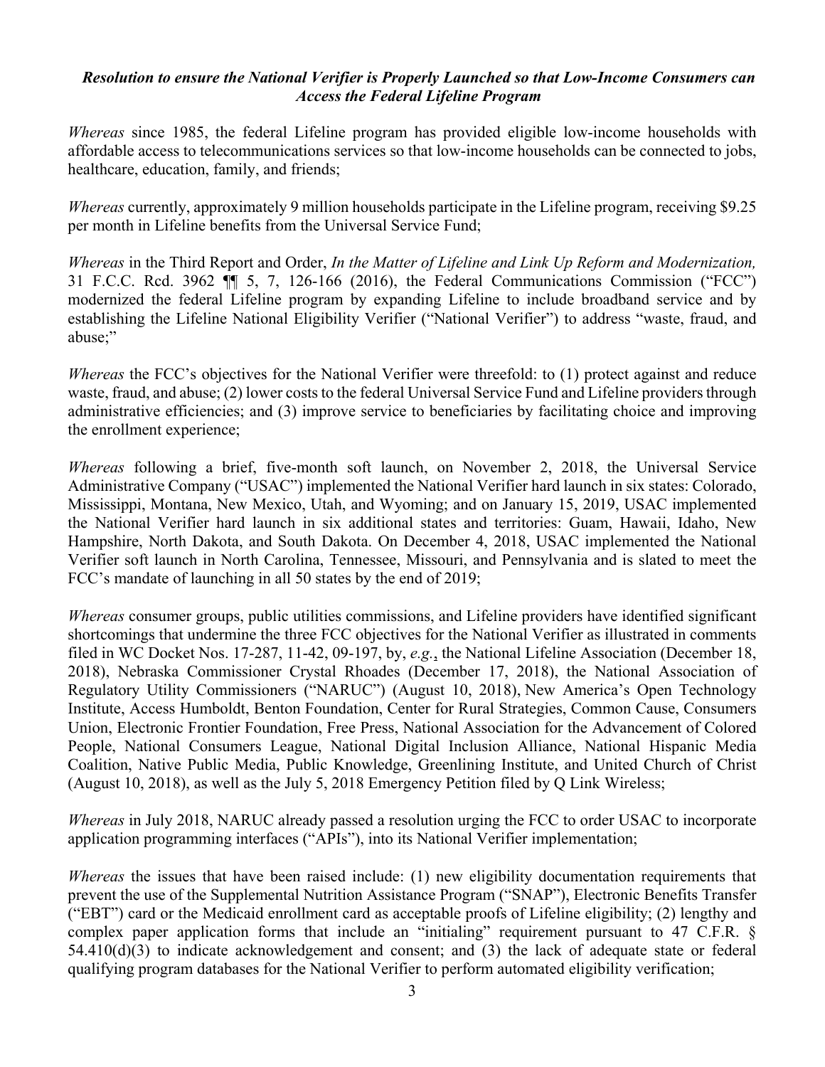### ***Resolution to ensure the National Verifier is Properly Launched so that Low-Income Consumers can Access the Federal Lifeline Program***

*Whereas* since 1985, the federal Lifeline program has provided eligible low-income households with affordable access to telecommunications services so that low-income households can be connected to jobs, healthcare, education, family, and friends;

*Whereas* currently, approximately 9 million households participate in the Lifeline program, receiving $9.25 per month in Lifeline benefits from the Universal Service Fund;

*Whereas* in the Third Report and Order, *In the Matter of Lifeline and Link Up Reform and Modernization,* 31 F.C.C. Rcd. 3962 ¶¶ 5, 7, 126-166 (2016), the Federal Communications Commission ("FCC") modernized the federal Lifeline program by expanding Lifeline to include broadband service and by establishing the Lifeline National Eligibility Verifier ("National Verifier") to address "waste, fraud, and abuse;"

*Whereas* the FCC's objectives for the National Verifier were threefold: to (1) protect against and reduce waste, fraud, and abuse; (2) lower costs to the federal Universal Service Fund and Lifeline providers through administrative efficiencies; and (3) improve service to beneficiaries by facilitating choice and improving the enrollment experience;

*Whereas* following a brief, five-month soft launch, on November 2, 2018, the Universal Service Administrative Company ("USAC") implemented the National Verifier hard launch in six states: Colorado, Mississippi, Montana, New Mexico, Utah, and Wyoming; and on January 15, 2019, USAC implemented the National Verifier hard launch in six additional states and territories: Guam, Hawaii, Idaho, New Hampshire, North Dakota, and South Dakota. On December 4, 2018, USAC implemented the National Verifier soft launch in North Carolina, Tennessee, Missouri, and Pennsylvania and is slated to meet the FCC's mandate of launching in all 50 states by the end of 2019;

*Whereas* consumer groups, public utilities commissions, and Lifeline providers have identified significant shortcomings that undermine the three FCC objectives for the National Verifier as illustrated in comments filed in WC Docket Nos. 17-287, 11-42, 09-197, by, *e.g.*, the National Lifeline Association (December 18, 2018), Nebraska Commissioner Crystal Rhoades (December 17, 2018), the National Association of Regulatory Utility Commissioners ("NARUC") (August 10, 2018), New America's Open Technology Institute, Access Humboldt, Benton Foundation, Center for Rural Strategies, Common Cause, Consumers Union, Electronic Frontier Foundation, Free Press, National Association for the Advancement of Colored People, National Consumers League, National Digital Inclusion Alliance, National Hispanic Media Coalition, Native Public Media, Public Knowledge, Greenlining Institute, and United Church of Christ (August 10, 2018), as well as the July 5, 2018 Emergency Petition filed by Q Link Wireless;

*Whereas* in July 2018, NARUC already passed a resolution urging the FCC to order USAC to incorporate application programming interfaces ("APIs"), into its National Verifier implementation;

*Whereas* the issues that have been raised include: (1) new eligibility documentation requirements that prevent the use of the Supplemental Nutrition Assistance Program ("SNAP"), Electronic Benefits Transfer ("EBT") card or the Medicaid enrollment card as acceptable proofs of Lifeline eligibility; (2) lengthy and complex paper application forms that include an "initialing" requirement pursuant to 47 C.F.R. § 54.410(d)(3) to indicate acknowledgement and consent; and (3) the lack of adequate state or federal qualifying program databases for the National Verifier to perform automated eligibility verification;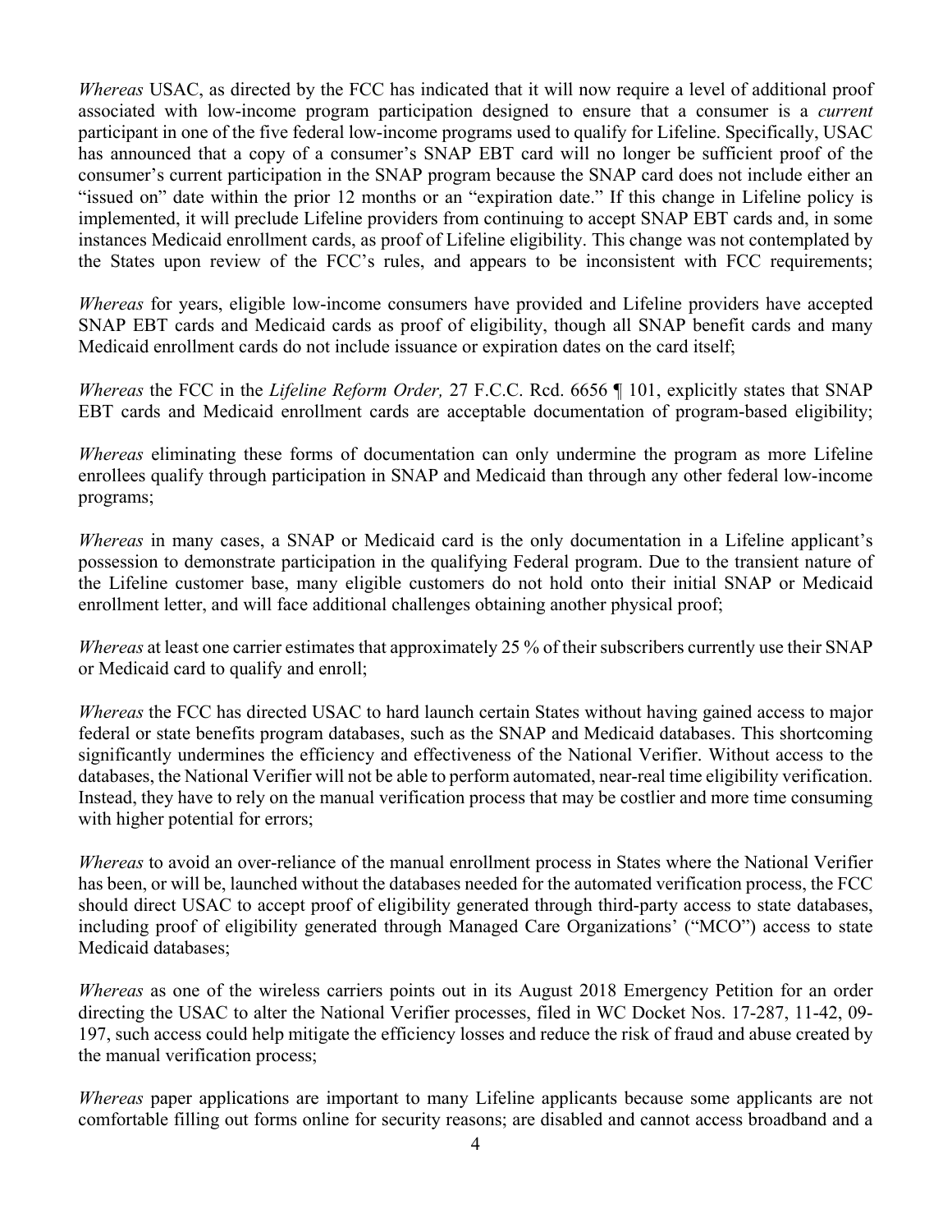*Whereas* USAC, as directed by the FCC has indicated that it will now require a level of additional proof associated with low-income program participation designed to ensure that a consumer is a *current* participant in one of the five federal low-income programs used to qualify for Lifeline. Specifically, USAC has announced that a copy of a consumer's SNAP EBT card will no longer be sufficient proof of the consumer's current participation in the SNAP program because the SNAP card does not include either an "issued on" date within the prior 12 months or an "expiration date." If this change in Lifeline policy is implemented, it will preclude Lifeline providers from continuing to accept SNAP EBT cards and, in some instances Medicaid enrollment cards, as proof of Lifeline eligibility. This change was not contemplated by the States upon review of the FCC's rules, and appears to be inconsistent with FCC requirements;

*Whereas* for years, eligible low-income consumers have provided and Lifeline providers have accepted SNAP EBT cards and Medicaid cards as proof of eligibility, though all SNAP benefit cards and many Medicaid enrollment cards do not include issuance or expiration dates on the card itself;

*Whereas* the FCC in the *Lifeline Reform Order,* 27 F.C.C. Rcd. 6656 ¶ 101, explicitly states that SNAP EBT cards and Medicaid enrollment cards are acceptable documentation of program-based eligibility;

*Whereas* eliminating these forms of documentation can only undermine the program as more Lifeline enrollees qualify through participation in SNAP and Medicaid than through any other federal low-income programs;

*Whereas* in many cases, a SNAP or Medicaid card is the only documentation in a Lifeline applicant's possession to demonstrate participation in the qualifying Federal program. Due to the transient nature of the Lifeline customer base, many eligible customers do not hold onto their initial SNAP or Medicaid enrollment letter, and will face additional challenges obtaining another physical proof;

*Whereas* at least one carrier estimates that approximately 25 % of their subscribers currently use their SNAP or Medicaid card to qualify and enroll;

*Whereas* the FCC has directed USAC to hard launch certain States without having gained access to major federal or state benefits program databases, such as the SNAP and Medicaid databases. This shortcoming significantly undermines the efficiency and effectiveness of the National Verifier. Without access to the databases, the National Verifier will not be able to perform automated, near-real time eligibility verification. Instead, they have to rely on the manual verification process that may be costlier and more time consuming with higher potential for errors;

*Whereas* to avoid an over-reliance of the manual enrollment process in States where the National Verifier has been, or will be, launched without the databases needed for the automated verification process, the FCC should direct USAC to accept proof of eligibility generated through third-party access to state databases, including proof of eligibility generated through Managed Care Organizations' ("MCO") access to state Medicaid databases;

*Whereas* as one of the wireless carriers points out in its August 2018 Emergency Petition for an order directing the USAC to alter the National Verifier processes, filed in WC Docket Nos. 17-287, 11-42, 09-197, such access could help mitigate the efficiency losses and reduce the risk of fraud and abuse created by the manual verification process;

*Whereas* paper applications are important to many Lifeline applicants because some applicants are not comfortable filling out forms online for security reasons; are disabled and cannot access broadband and a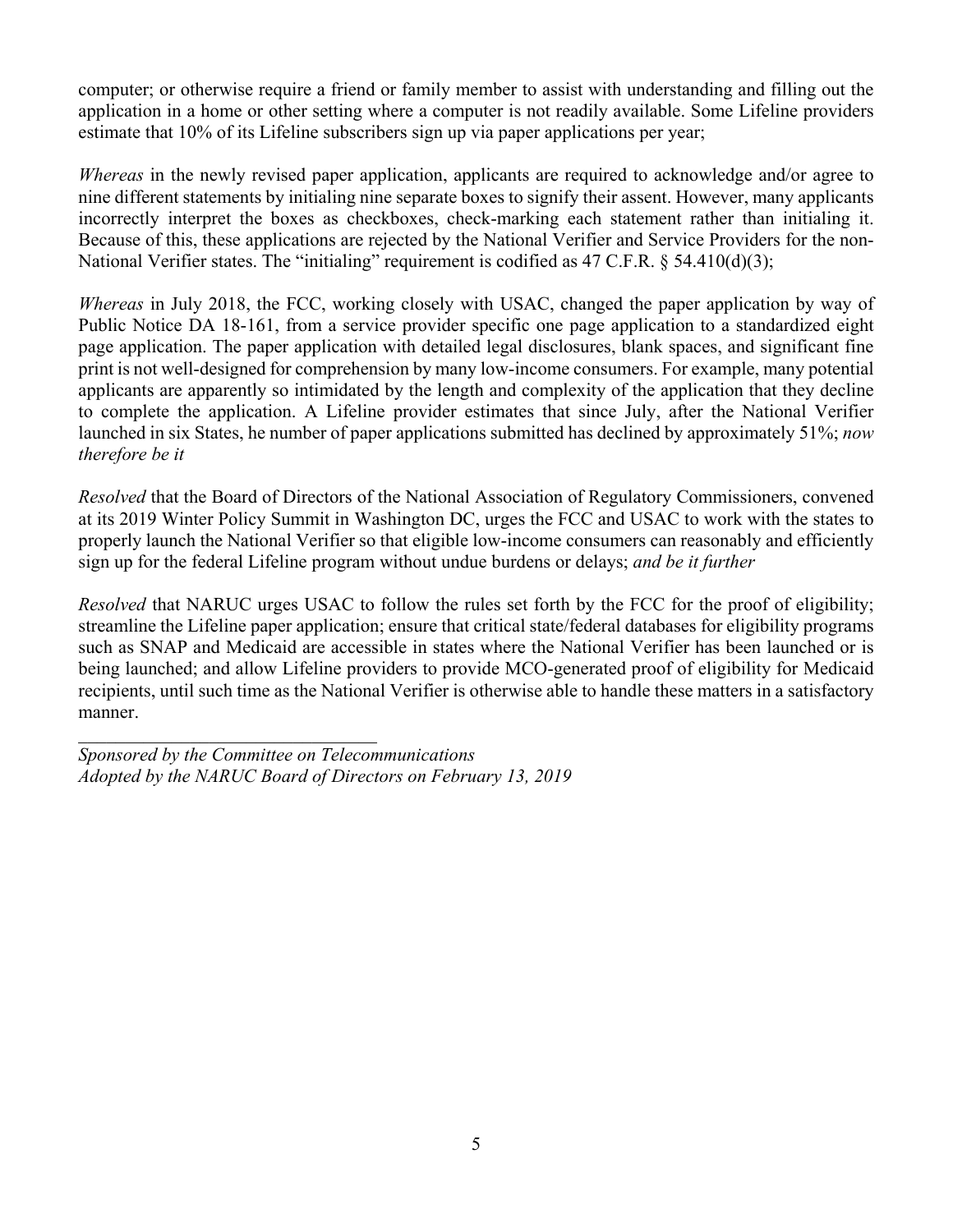computer; or otherwise require a friend or family member to assist with understanding and filling out the application in a home or other setting where a computer is not readily available. Some Lifeline providers estimate that 10% of its Lifeline subscribers sign up via paper applications per year;

*Whereas* in the newly revised paper application, applicants are required to acknowledge and/or agree to nine different statements by initialing nine separate boxes to signify their assent. However, many applicants incorrectly interpret the boxes as checkboxes, check-marking each statement rather than initialing it. Because of this, these applications are rejected by the National Verifier and Service Providers for the non-National Verifier states. The "initialing" requirement is codified as 47 C.F.R. § 54.410(d)(3);

*Whereas* in July 2018, the FCC, working closely with USAC, changed the paper application by way of Public Notice DA 18-161, from a service provider specific one page application to a standardized eight page application. The paper application with detailed legal disclosures, blank spaces, and significant fine print is not well-designed for comprehension by many low-income consumers. For example, many potential applicants are apparently so intimidated by the length and complexity of the application that they decline to complete the application. A Lifeline provider estimates that since July, after the National Verifier launched in six States, he number of paper applications submitted has declined by approximately 51%; *now therefore be it*

*Resolved* that the Board of Directors of the National Association of Regulatory Commissioners, convened at its 2019 Winter Policy Summit in Washington DC, urges the FCC and USAC to work with the states to properly launch the National Verifier so that eligible low-income consumers can reasonably and efficiently sign up for the federal Lifeline program without undue burdens or delays; *and be it further*

*Resolved* that NARUC urges USAC to follow the rules set forth by the FCC for the proof of eligibility; streamline the Lifeline paper application; ensure that critical state/federal databases for eligibility programs such as SNAP and Medicaid are accessible in states where the National Verifier has been launched or is being launched; and allow Lifeline providers to provide MCO-generated proof of eligibility for Medicaid recipients, until such time as the National Verifier is otherwise able to handle these matters in a satisfactory manner.

---

*Sponsored by the Committee on Telecommunications*
*Adopted by the NARUC Board of Directors on February 13, 2019*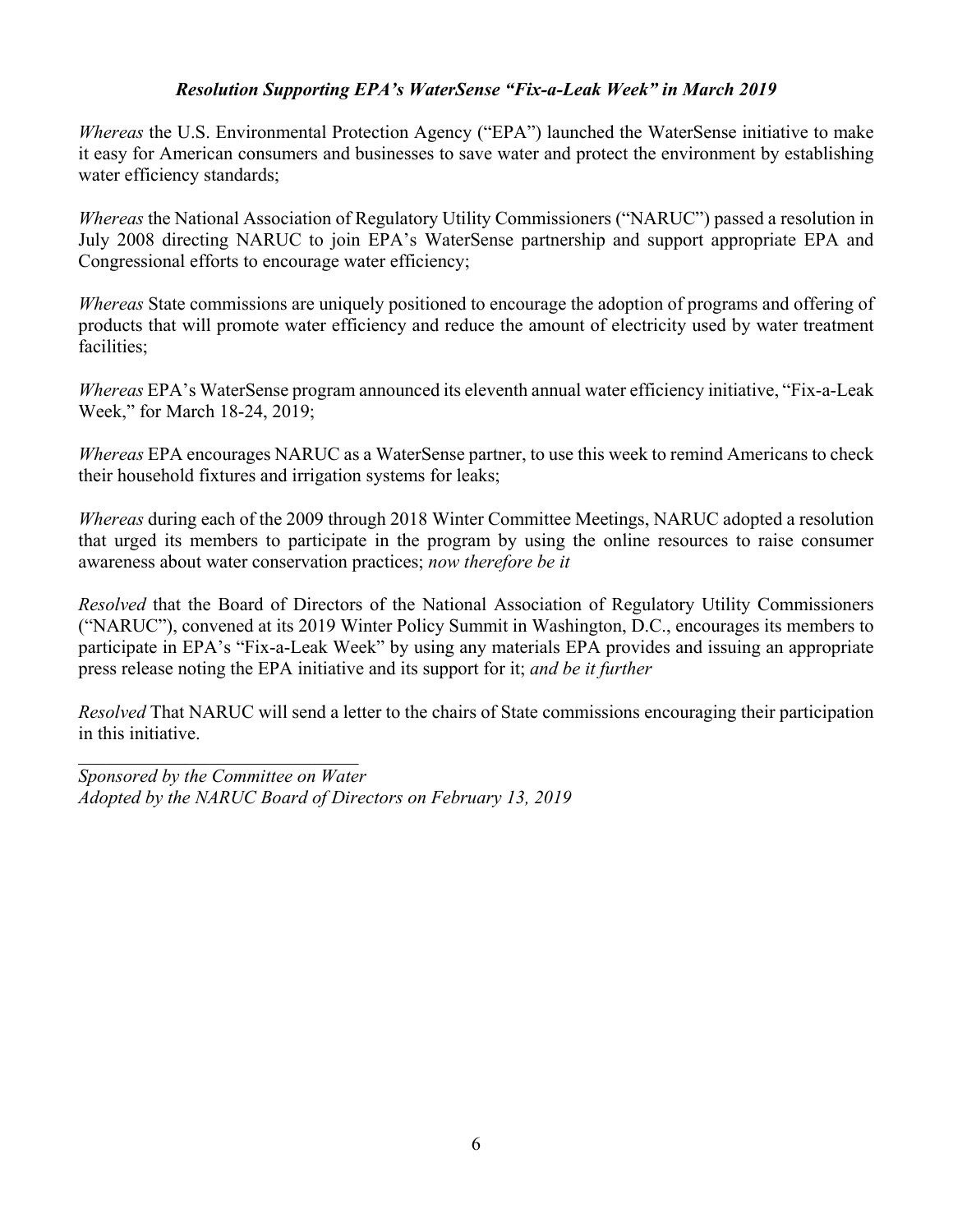### ***Resolution Supporting EPA's WaterSense "Fix-a-Leak Week" in March 2019***

*Whereas* the U.S. Environmental Protection Agency ("EPA") launched the WaterSense initiative to make it easy for American consumers and businesses to save water and protect the environment by establishing water efficiency standards;

*Whereas* the National Association of Regulatory Utility Commissioners ("NARUC") passed a resolution in July 2008 directing NARUC to join EPA's WaterSense partnership and support appropriate EPA and Congressional efforts to encourage water efficiency;

*Whereas* State commissions are uniquely positioned to encourage the adoption of programs and offering of products that will promote water efficiency and reduce the amount of electricity used by water treatment facilities;

*Whereas* EPA's WaterSense program announced its eleventh annual water efficiency initiative, "Fix-a-Leak Week," for March 18-24, 2019;

*Whereas* EPA encourages NARUC as a WaterSense partner, to use this week to remind Americans to check their household fixtures and irrigation systems for leaks;

*Whereas* during each of the 2009 through 2018 Winter Committee Meetings, NARUC adopted a resolution that urged its members to participate in the program by using the online resources to raise consumer awareness about water conservation practices; *now therefore be it*

*Resolved* that the Board of Directors of the National Association of Regulatory Utility Commissioners ("NARUC"), convened at its 2019 Winter Policy Summit in Washington, D.C., encourages its members to participate in EPA's "Fix-a-Leak Week" by using any materials EPA provides and issuing an appropriate press release noting the EPA initiative and its support for it; *and be it further*

*Resolved* That NARUC will send a letter to the chairs of State commissions encouraging their participation in this initiative.

---

*Sponsored by the Committee on Water*
*Adopted by the NARUC Board of Directors on February 13, 2019*